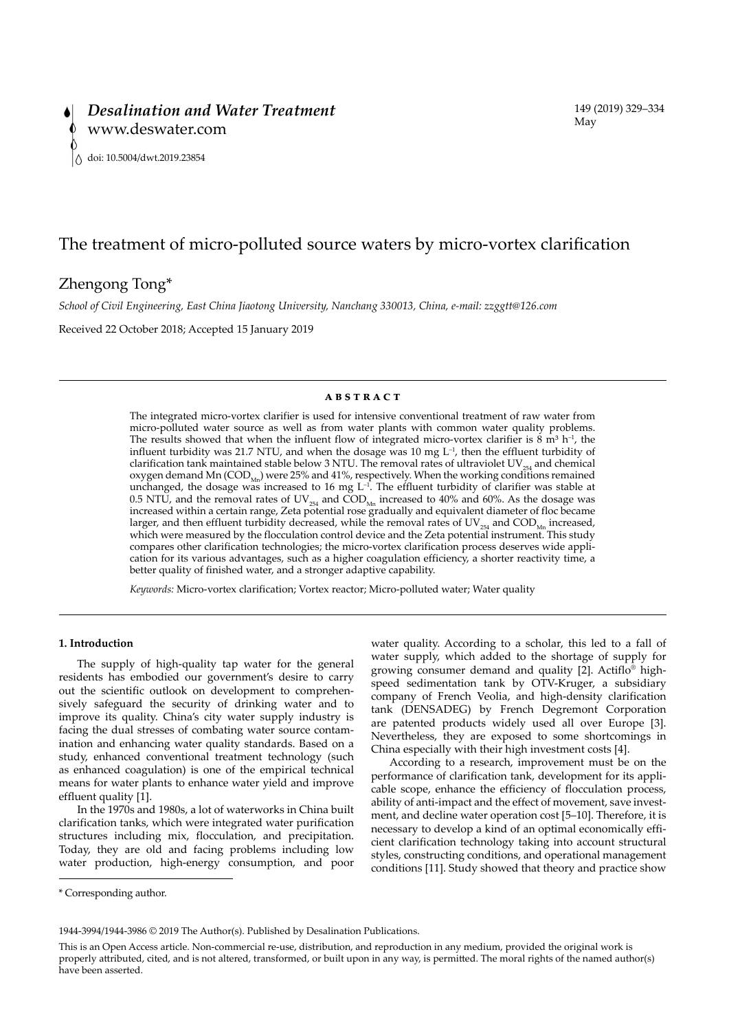# The treatment of micro-polluted source waters by micro-vortex clarification

## Zhengong Tong*

*School of Civil Engineering, East China Jiaotong University, Nanchang 330013, China, e-mail: zzggtt@126.com*

Received 22 October 2018; Accepted 15 January 2019

### ABSTRACT

The integrated micro-vortex clarifier is used for intensive conventional treatment of raw water from micro-polluted water source as well as from water plants with common water quality problems. The results showed that when the influent flow of integrated micro-vortex clarifier is 8 $m^3 h^{-1}$, the influent turbidity was 21.7 NTU, and when the dosage was 10 mg $L^{-1}$, then the effluent turbidity of clarification tank maintained stable below 3 NTU. The removal rates of ultraviolet $UV_{254}$ and chemical oxygen demand Mn ($COD_{Mn}$) were 25% and 41%, respectively. When the working conditions remained unchanged, the dosage was increased to 16 mg $L^{-1}$. The effluent turbidity of clarifier was stable at 0.5 NTU, and the removal rates of $UV_{254}$ and $COD_{Mn}$ increased to 40% and 60%. As the dosage was increased within a certain range, Zeta potential rose gradually and equivalent diameter of floc became larger, and then effluent turbidity decreased, while the removal rates of $UV_{254}$ and $COD_{Mn}$ increased, which were measured by the flocculation control device and the Zeta potential instrument. This study compares other clarification technologies; the micro-vortex clarification process deserves wide application for its various advantages, such as a higher coagulation efficiency, a shorter reactivity time, a better quality of finished water, and a stronger adaptive capability.

*Keywords:* Micro-vortex clarification; Vortex reactor; Micro-polluted water; Water quality

## 1. Introduction

The supply of high-quality tap water for the general residents has embodied our government's desire to carry out the scientific outlook on development to comprehensively safeguard the security of drinking water and to improve its quality. China's city water supply industry is facing the dual stresses of combating water source contamination and enhancing water quality standards. Based on a study, enhanced conventional treatment technology (such as enhanced coagulation) is one of the empirical technical means for water plants to enhance water yield and improve effluent quality [1].

In the 1970s and 1980s, a lot of waterworks in China built clarification tanks, which were integrated water purification structures including mix, flocculation, and precipitation. Today, they are old and facing problems including low water production, high-energy consumption, and poor water quality. According to a scholar, this led to a fall of water supply, which added to the shortage of supply for growing consumer demand and quality [2]. Actiflo® high-speed sedimentation tank by OTV-Kruger, a subsidiary company of French Veolia, and high-density clarification tank (DENSADEG) by French Degremont Corporation are patented products widely used all over Europe [3]. Nevertheless, they are exposed to some shortcomings in China especially with their high investment costs [4].

According to a research, improvement must be on the performance of clarification tank, development for its applicable scope, enhance the efficiency of flocculation process, ability of anti-impact and the effect of movement, save investment, and decline water operation cost [5–10]. Therefore, it is necessary to develop a kind of an optimal economically efficient clarification technology taking into account structural styles, constructing conditions, and operational management conditions [11]. Study showed that theory and practice show

\* Corresponding author.

1944-3994/1944-3986 © 2019 The Author(s). Published by Desalination Publications.

This is an Open Access article. Non-commercial re-use, distribution, and reproduction in any medium, provided the original work is properly attributed, cited, and is not altered, transformed, or built upon in any way, is permitted. The moral rights of the named author(s) have been asserted.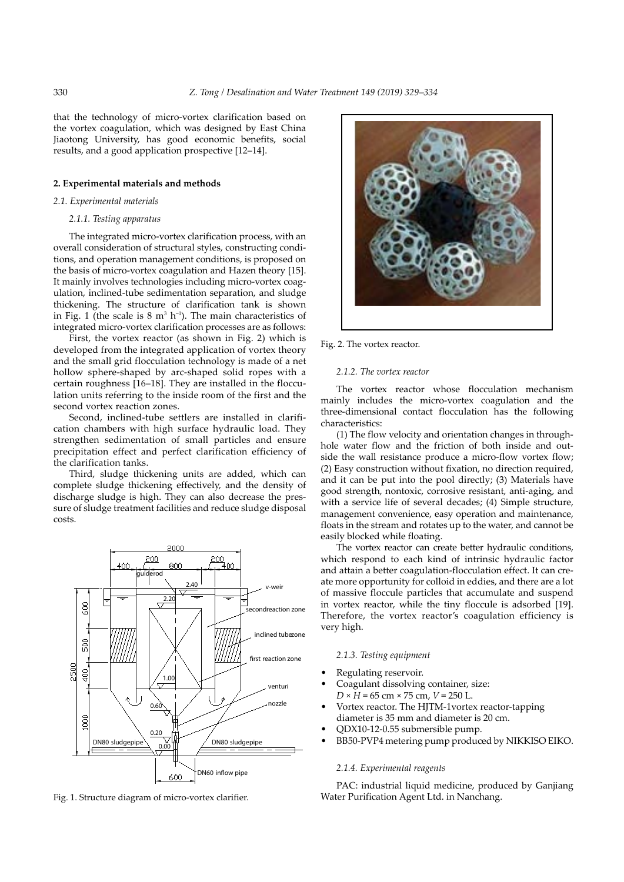that the technology of micro-vortex clarification based on the vortex coagulation, which was designed by East China Jiaotong University, has good economic benefits, social results, and a good application prospective [12–14].

## 2. Experimental materials and methods

### 2.1. Experimental materials

#### 2.1.1. Testing apparatus

The integrated micro-vortex clarification process, with an overall consideration of structural styles, constructing conditions, and operation management conditions, is proposed on the basis of micro-vortex coagulation and Hazen theory [15]. It mainly involves technologies including micro-vortex coagulation, inclined-tube sedimentation separation, and sludge thickening. The structure of clarification tank is shown in Fig. 1 (the scale is 8 $m^3$ $h^{-1}$). The main characteristics of integrated micro-vortex clarification processes are as follows:

First, the vortex reactor (as shown in Fig. 2) which is developed from the integrated application of vortex theory and the small grid flocculation technology is made of a net hollow sphere-shaped by arc-shaped solid ropes with a certain roughness [16–18]. They are installed in the flocculation units referring to the inside room of the first and the second vortex reaction zones.

Second, inclined-tube settlers are installed in clarification chambers with high surface hydraulic load. They strengthen sedimentation of small particles and ensure precipitation effect and perfect clarification efficiency of the clarification tanks.

Third, sludge thickening units are added, which can complete sludge thickening effectively, and the density of discharge sludge is high. They can also decrease the pressure of sludge treatment facilities and reduce sludge disposal costs.

Fig. 1. Structure diagram of micro-vortex clarifier.

Fig. 2. The vortex reactor.

#### 2.1.2. The vortex reactor

The vortex reactor whose flocculation mechanism mainly includes the micro-vortex coagulation and the three-dimensional contact flocculation has the following characteristics:

(1) The flow velocity and orientation changes in through-hole water flow and the friction of both inside and outside the wall resistance produce a micro-flow vortex flow; (2) Easy construction without fixation, no direction required, and it can be put into the pool directly; (3) Materials have good strength, nontoxic, corrosive resistant, anti-aging, and with a service life of several decades; (4) Simple structure, management convenience, easy operation and maintenance, floats in the stream and rotates up to the water, and cannot be easily blocked while floating.

The vortex reactor can create better hydraulic conditions, which respond to each kind of intrinsic hydraulic factor and attain a better coagulation-flocculation effect. It can create more opportunity for colloid in eddies, and there are a lot of massive floccule particles that accumulate and suspend in vortex reactor, while the tiny floccule is adsorbed [19]. Therefore, the vortex reactor's coagulation efficiency is very high.

#### 2.1.3. Testing equipment

- Regulating reservoir.
- Coagulant dissolving container, size: $D \times H$ = 65 cm × 75 cm, $V$ = 250 L.
- Vortex reactor. The HJTM-1vortex reactor-tapping diameter is 35 mm and diameter is 20 cm.
- QDX10-12-0.55 submersible pump.
- BB50-PVP4 metering pump produced by NIKKISO EIKO.

#### 2.1.4. Experimental reagents

PAC: industrial liquid medicine, produced by Ganjiang Water Purification Agent Ltd. in Nanchang.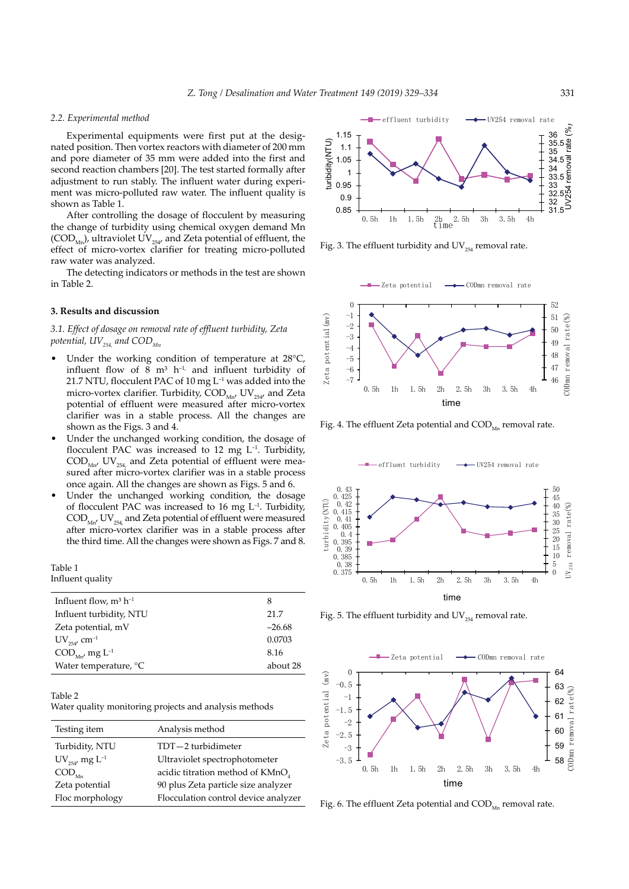### 2.2. Experimental method

Experimental equipments were first put at the designated position. Then vortex reactors with diameter of 200 mm and pore diameter of 35 mm were added into the first and second reaction chambers [20]. The test started formally after adjustment to run stably. The influent water during experiment was micro-polluted raw water. The influent quality is shown as Table 1.

After controlling the dosage of flocculent by measuring the change of turbidity using chemical oxygen demand Mn ($COD_{Mn}$), ultraviolet $UV_{254}$, and Zeta potential of effluent, the effect of micro-vortex clarifier for treating micro-polluted raw water was analyzed.

The detecting indicators or methods in the test are shown in Table 2.

## 3. Results and discussion

### 3.1. Effect of dosage on removal rate of effluent turbidity, Zeta potential, $UV_{254}$, and $COD_{Mn}$

- Under the working condition of temperature at 28°C, influent flow of 8 $m^3$ $h^{-1}$, and influent turbidity of 21.7 NTU, flocculent PAC of 10 mg $L^{-1}$ was added into the micro-vortex clarifier. Turbidity, $COD_{Mn}$, $UV_{254}$, and Zeta potential of effluent were measured after micro-vortex clarifier was in a stable process. All the changes are shown as the Figs. 3 and 4.
- Under the unchanged working condition, the dosage of flocculent PAC was increased to 12 mg $L^{-1}$. Turbidity, $COD_{Mn}$, $UV_{254}$, and Zeta potential of effluent were measured after micro-vortex clarifier was in a stable process once again. All the changes are shown as Figs. 5 and 6.
- Under the unchanged working condition, the dosage of flocculent PAC was increased to 16 mg $L^{-1}$. Turbidity, $COD_{Mn}$, $UV_{254}$, and Zeta potential of effluent were measured after micro-vortex clarifier was in a stable process after the third time. All the changes were shown as Figs. 7 and 8.

Table 1
Influent quality

| | |
|---|---|
| Influent flow, $m^3$ $h^{-1}$ | 8 |
| Influent turbidity, NTU | 21.7 |
| Zeta potential, mV | –26.68 |
| $UV_{254}$, $cm^{-1}$ | 0.0703 |
| $COD_{Mn}$, mg $L^{-1}$ | 8.16 |
| Water temperature, °C | about 28 |

Table 2
Water quality monitoring projects and analysis methods

| Testing item | Analysis method |
|---|---|
| Turbidity, NTU | TDT—2 turbidimeter |
| $UV_{254}$, mg $L^{-1}$ | Ultraviolet spectrophotometer |
| $COD_{Mn}$ | acidic titration method of $KMnO_4$ |
| Zeta potential | 90 plus Zeta particle size analyzer |
| Floc morphology | Flocculation control device analyzer |

Fig. 3. The effluent turbidity and $UV_{254}$ removal rate.

Fig. 4. The effluent Zeta potential and $COD_{Mn}$ removal rate.

Fig. 5. The effluent turbidity and $UV_{254}$ removal rate.

Fig. 6. The effluent Zeta potential and $COD_{Mn}$ removal rate.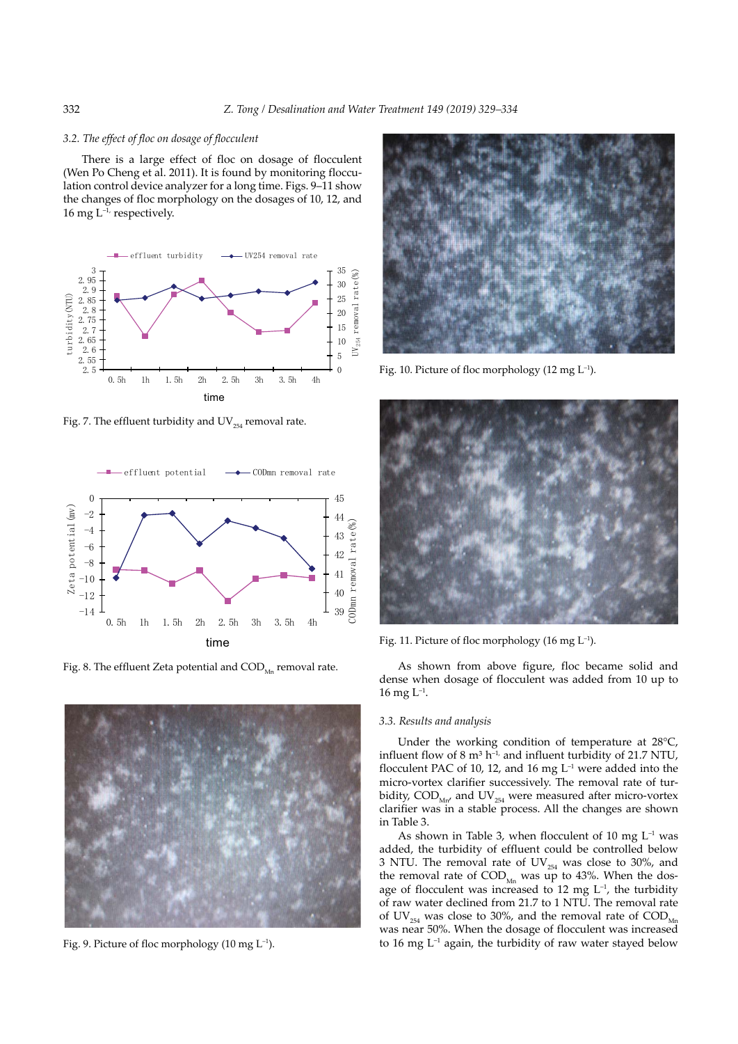### 3.2. The effect of floc on dosage of flocculent

There is a large effect of floc on dosage of flocculent (Wen Po Cheng et al. 2011). It is found by monitoring flocculation control device analyzer for a long time. Figs. 9–11 show the changes of floc morphology on the dosages of 10, 12, and 16 mg $L^{-1,}$ respectively.

Fig. 7. The effluent turbidity and $UV_{254}$ removal rate.

Fig. 8. The effluent Zeta potential and $COD_{Mn}$ removal rate.

Fig. 9. Picture of floc morphology (10 mg $L^{-1}$).

Fig. 10. Picture of floc morphology (12 mg $L^{-1}$).

Fig. 11. Picture of floc morphology (16 mg $L^{-1}$).

As shown from above figure, floc became solid and dense when dosage of flocculent was added from 10 up to 16 mg $L^{-1}$.

### 3.3. Results and analysis

Under the working condition of temperature at 28°C, influent flow of 8 $m^3$ $h^{-1,}$ and influent turbidity of 21.7 NTU, flocculent PAC of 10, 12, and 16 mg $L^{-1}$ were added into the micro-vortex clarifier successively. The removal rate of turbidity, $COD_{Mn}$, and $UV_{254}$ were measured after micro-vortex clarifier was in a stable process. All the changes are shown in Table 3.

As shown in Table 3, when flocculent of 10 mg $L^{-1}$ was added, the turbidity of effluent could be controlled below 3 NTU. The removal rate of $UV_{254}$ was close to 30%, and the removal rate of $COD_{Mn}$ was up to 43%. When the dosage of flocculent was increased to 12 mg $L^{-1}$, the turbidity of raw water declined from 21.7 to 1 NTU. The removal rate of $UV_{254}$ was close to 30%, and the removal rate of $COD_{Mn}$ was near 50%. When the dosage of flocculent was increased to 16 mg $L^{-1}$ again, the turbidity of raw water stayed below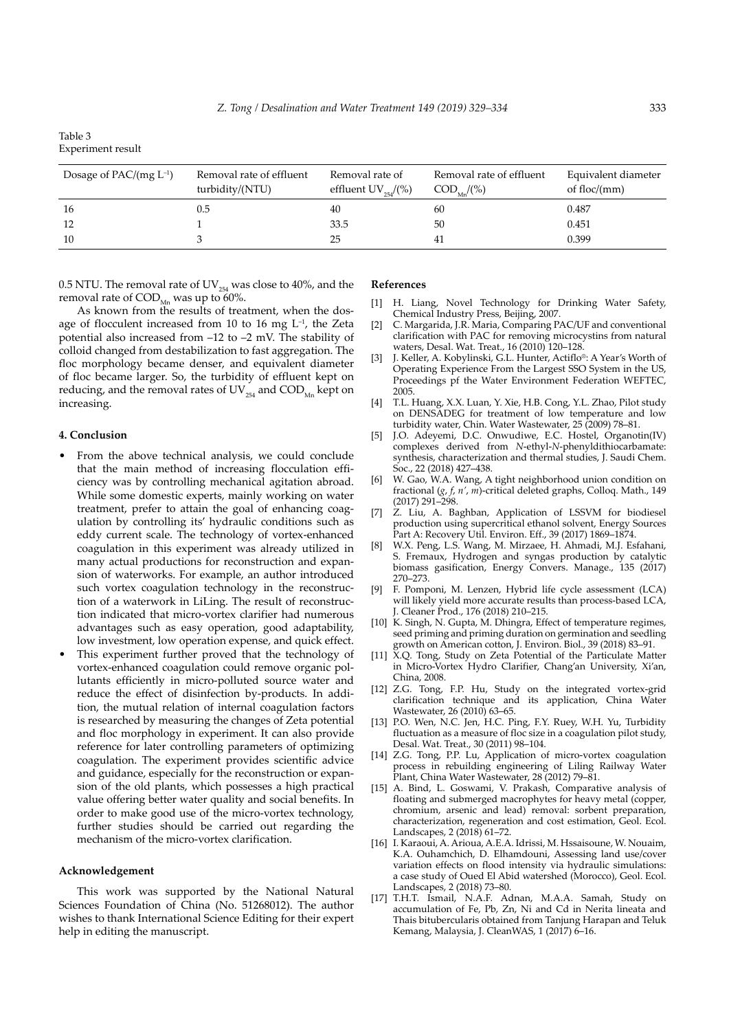Table 3
Experiment result

| Dosage of PAC/(mg $L^{-1}$) | Removal rate of effluent turbidity/(NTU) | Removal rate of effluent $UV_{254}$/(%) | Removal rate of effluent $COD_{Mn}$/(%) | Equivalent diameter of floc/(mm) |
|---|---|---|---|---|
| 16 | 0.5 | 40 | 60 | 0.487 |
| 12 | 1 | 33.5 | 50 | 0.451 |
| 10 | 3 | 25 | 41 | 0.399 |

0.5 NTU. The removal rate of $UV_{254}$ was close to 40%, and the removal rate of $COD_{Mn}$ was up to 60%.

As known from the results of treatment, when the dosage of flocculent increased from 10 to 16 mg $L^{-1}$, the Zeta potential also increased from –12 to –2 mV. The stability of colloid changed from destabilization to fast aggregation. The floc morphology became denser, and equivalent diameter of floc became larger. So, the turbidity of effluent kept on reducing, and the removal rates of $UV_{254}$ and $COD_{Mn}$ kept on increasing.

## 4. Conclusion

- From the above technical analysis, we could conclude that the main method of increasing flocculation efficiency was by controlling mechanical agitation abroad. While some domestic experts, mainly working on water treatment, prefer to attain the goal of enhancing coagulation by controlling its' hydraulic conditions such as eddy current scale. The technology of vortex-enhanced coagulation in this experiment was already utilized in many actual productions for reconstruction and expansion of waterworks. For example, an author introduced such vortex coagulation technology in the reconstruction of a waterwork in LiLing. The result of reconstruction indicated that micro-vortex clarifier had numerous advantages such as easy operation, good adaptability, low investment, low operation expense, and quick effect.
- This experiment further proved that the technology of vortex-enhanced coagulation could remove organic pollutants efficiently in micro-polluted source water and reduce the effect of disinfection by-products. In addition, the mutual relation of internal coagulation factors is researched by measuring the changes of Zeta potential and floc morphology in experiment. It can also provide reference for later controlling parameters of optimizing coagulation. The experiment provides scientific advice and guidance, especially for the reconstruction or expansion of the old plants, which possesses a high practical value offering better water quality and social benefits. In order to make good use of the micro-vortex technology, further studies should be carried out regarding the mechanism of the micro-vortex clarification.

## Acknowledgement

This work was supported by the National Natural Sciences Foundation of China (No. 51268012). The author wishes to thank International Science Editing for their expert help in editing the manuscript.

## References

[1] H. Liang, Novel Technology for Drinking Water Safety, Chemical Industry Press, Beijing, 2007.

[2] C. Margarida, J.R. Maria, Comparing PAC/UF and conventional clarification with PAC for removing microcystins from natural waters, Desal. Wat. Treat., 16 (2010) 120–128.

[3] J. Keller, A. Kobylinski, G.L. Hunter, Actiflo®: A Year's Worth of Operating Experience From the Largest SSO System in the US, Proceedings pf the Water Environment Federation WEFTEC, 2005.

[4] T.L. Huang, X.X. Luan, Y. Xie, H.B. Cong, Y.L. Zhao, Pilot study on DENSADEG for treatment of low temperature and low turbidity water, Chin. Water Wastewater, 25 (2009) 78–81.

[5] J.O. Adeyemi, D.C. Onwudiwe, E.C. Hostel, Organotin(IV) complexes derived from *N*-ethyl-*N*-phenyldithiocarbamate: synthesis, characterization and thermal studies, J. Saudi Chem. Soc., 22 (2018) 427–438.

[6] W. Gao, W.A. Wang, A tight neighborhood union condition on fractional (*g*, *f*, *n'*, *m*)-critical deleted graphs, Colloq. Math., 149 (2017) 291–298.

[7] Z. Liu, A. Baghban, Application of LSSVM for biodiesel production using supercritical ethanol solvent, Energy Sources Part A: Recovery Util. Environ. Eff., 39 (2017) 1869–1874.

[8] W.X. Peng, L.S. Wang, M. Mirzaee, H. Ahmadi, M.J. Esfahani, S. Fremaux, Hydrogen and syngas production by catalytic biomass gasification, Energy Convers. Manage., 135 (2017) 270–273.

[9] F. Pomponi, M. Lenzen, Hybrid life cycle assessment (LCA) will likely yield more accurate results than process-based LCA, J. Cleaner Prod., 176 (2018) 210–215.

[10] K. Singh, N. Gupta, M. Dhingra, Effect of temperature regimes, seed priming and priming duration on germination and seedling growth on American cotton, J. Environ. Biol., 39 (2018) 83–91.

[11] X.Q. Tong, Study on Zeta Potential of the Particulate Matter in Micro-Vortex Hydro Clarifier, Chang'an University, Xi'an, China, 2008.

[12] Z.G. Tong, F.P. Hu, Study on the integrated vortex-grid clarification technique and its application, China Water Wastewater, 26 (2010) 63–65.

[13] P.O. Wen, N.C. Jen, H.C. Ping, F.Y. Ruey, W.H. Yu, Turbidity fluctuation as a measure of floc size in a coagulation pilot study, Desal. Wat. Treat., 30 (2011) 98–104.

[14] Z.G. Tong, P.P. Lu, Application of micro-vortex coagulation process in rebuilding engineering of Liling Railway Water Plant, China Water Wastewater, 28 (2012) 79–81.

[15] A. Bind, L. Goswami, V. Prakash, Comparative analysis of floating and submerged macrophytes for heavy metal (copper, chromium, arsenic and lead) removal: sorbent preparation, characterization, regeneration and cost estimation, Geol. Ecol. Landscapes, 2 (2018) 61–72.

[16] I. Karaoui, A. Arioua, A.E.A. Idrissi, M. Hssaisoune, W. Nouaim, K.A. Ouhamchich, D. Elhamdouni, Assessing land use/cover variation effects on flood intensity via hydraulic simulations: a case study of Oued El Abid watershed (Morocco), Geol. Ecol. Landscapes, 2 (2018) 73–80.

[17] T.H.T. Ismail, N.A.F. Adnan, M.A.A. Samah, Study on accumulation of Fe, Pb, Zn, Ni and Cd in Nerita lineata and Thais bitubercularis obtained from Tanjung Harapan and Teluk Kemang, Malaysia, J. CleanWAS, 1 (2017) 6–16.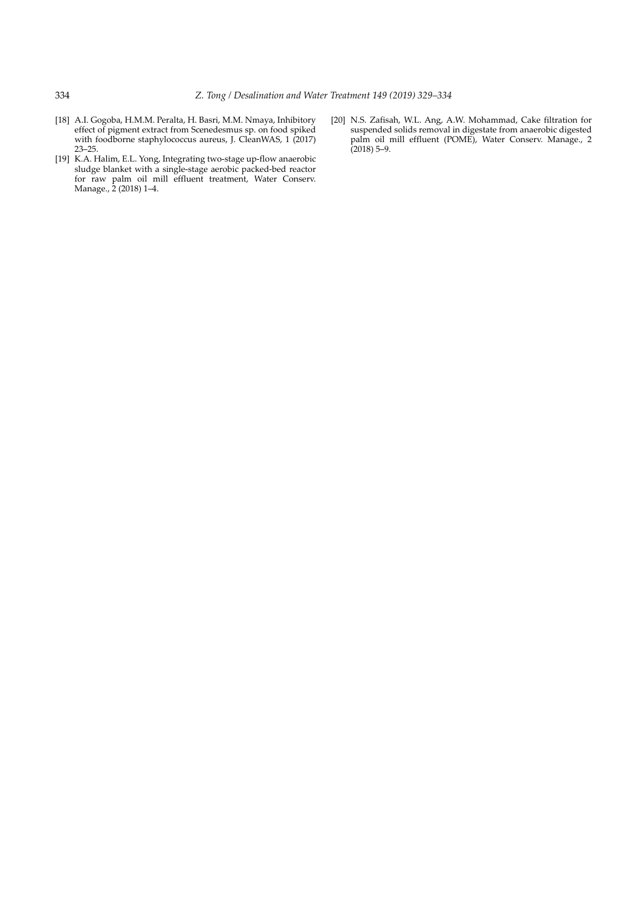[18] A.I. Gogoba, H.M.M. Peralta, H. Basri, M.M. Nmaya, Inhibitory effect of pigment extract from Scenedesmus sp. on food spiked with foodborne staphylococcus aureus, J. CleanWAS, 1 (2017) 23–25.

[19] K.A. Halim, E.L. Yong, Integrating two-stage up-flow anaerobic sludge blanket with a single-stage aerobic packed-bed reactor for raw palm oil mill effluent treatment, Water Conserv. Manage., 2 (2018) 1–4.

[20] N.S. Zafisah, W.L. Ang, A.W. Mohammad, Cake filtration for suspended solids removal in digestate from anaerobic digested palm oil mill effluent (POME), Water Conserv. Manage., 2 (2018) 5–9.